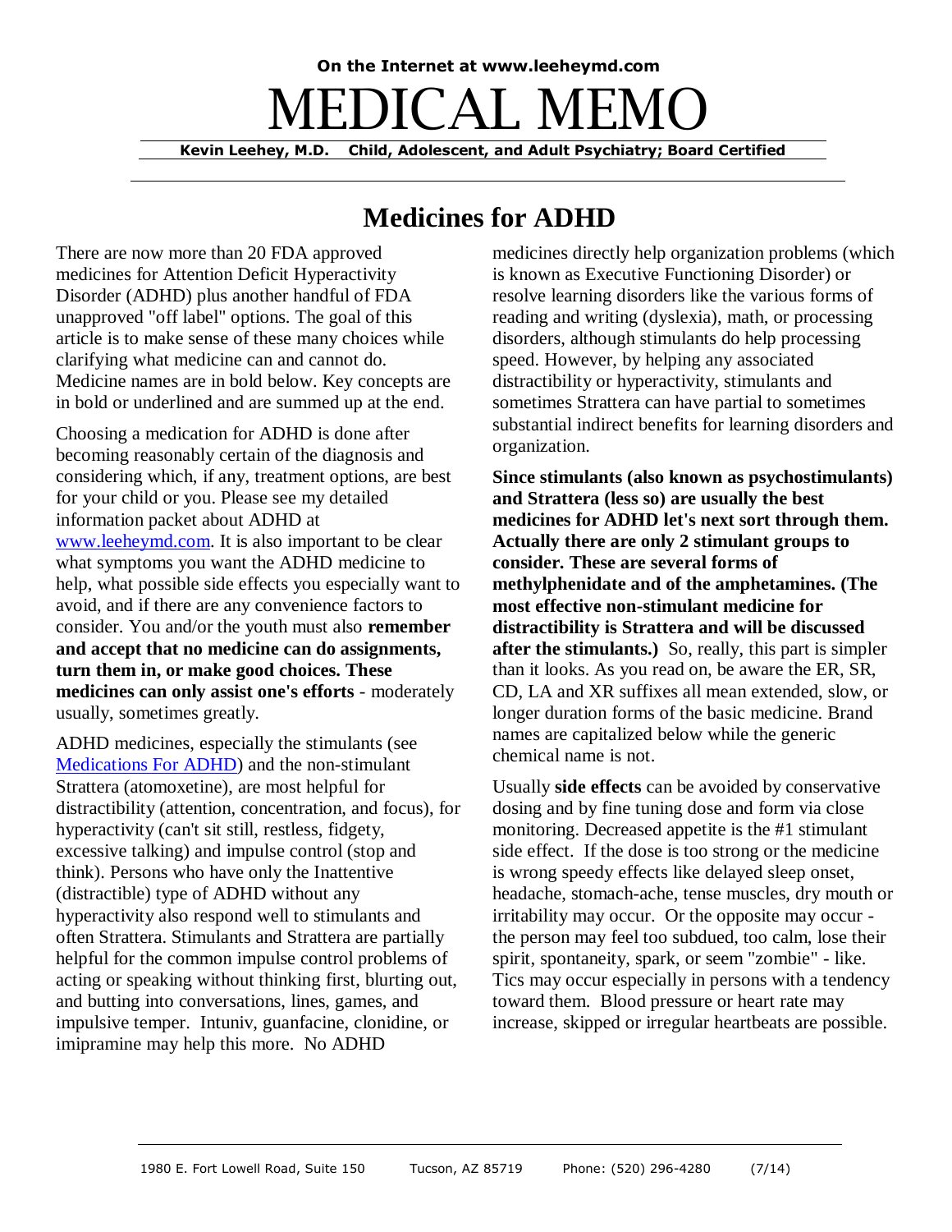On the Internet at www.leeheymd.com

# MEDICAL MEMO

**Kevin Leehey, M.D. Child, Adolescent, and Adult Psychiatry; Board Certified**

## Medicines for ADHD

There are now more than 20 FDA approved medicines for Attention Deficit Hyperactivity Disorder (ADHD) plus another handful of FDA unapproved "off label" options. The goal of this article is to make sense of these many choices while clarifying what medicine can and cannot do. Medicine names are in bold below. Key concepts are in bold or underlined and are summed up at the end.

Choosing a medication for ADHD is done after becoming reasonably certain of the diagnosis and considering which, if any, treatment options, are best for your child or you. Please see my detailed information packet about ADHD at www.leeheymd.com. It is also important to be clear what symptoms you want the ADHD medicine to help, what possible side effects you especially want to avoid, and if there are any convenience factors to consider. You and/or the youth must also **remember and accept that no medicine can do assignments, turn them in, or make good choices. These medicines can only assist one's efforts** - moderately usually, sometimes greatly.

ADHD medicines, especially the stimulants (see Medications For ADHD) and the non-stimulant Strattera (atomoxetine), are most helpful for distractibility (attention, concentration, and focus), for hyperactivity (can't sit still, restless, fidgety, excessive talking) and impulse control (stop and think). Persons who have only the Inattentive (distractible) type of ADHD without any hyperactivity also respond well to stimulants and often Strattera. Stimulants and Strattera are partially helpful for the common impulse control problems of acting or speaking without thinking first, blurting out, and butting into conversations, lines, games, and impulsive temper. Intuniv, guanfacine, clonidine, or imipramine may help this more. No ADHD medicines directly help organization problems (which is known as Executive Functioning Disorder) or resolve learning disorders like the various forms of reading and writing (dyslexia), math, or processing disorders, although stimulants do help processing speed. However, by helping any associated distractibility or hyperactivity, stimulants and sometimes Strattera can have partial to sometimes substantial indirect benefits for learning disorders and organization.

**Since stimulants (also known as psychostimulants) and Strattera (less so) are usually the best medicines for ADHD let's next sort through them. Actually there are only 2 stimulant groups to consider. These are several forms of methylphenidate and of the amphetamines. (The most effective non-stimulant medicine for distractibility is Strattera and will be discussed after the stimulants.)** So, really, this part is simpler than it looks. As you read on, be aware the ER, SR, CD, LA and XR suffixes all mean extended, slow, or longer duration forms of the basic medicine. Brand names are capitalized below while the generic chemical name is not.

Usually **side effects** can be avoided by conservative dosing and by fine tuning dose and form via close monitoring. Decreased appetite is the #1 stimulant side effect. If the dose is too strong or the medicine is wrong speedy effects like delayed sleep onset, headache, stomach-ache, tense muscles, dry mouth or irritability may occur. Or the opposite may occur - the person may feel too subdued, too calm, lose their spirit, spontaneity, spark, or seem "zombie" - like. Tics may occur especially in persons with a tendency toward them. Blood pressure or heart rate may increase, skipped or irregular heartbeats are possible.

1980 E. Fort Lowell Road, Suite 150 Tucson, AZ 85719 Phone: (520) 296-4280 (7/14)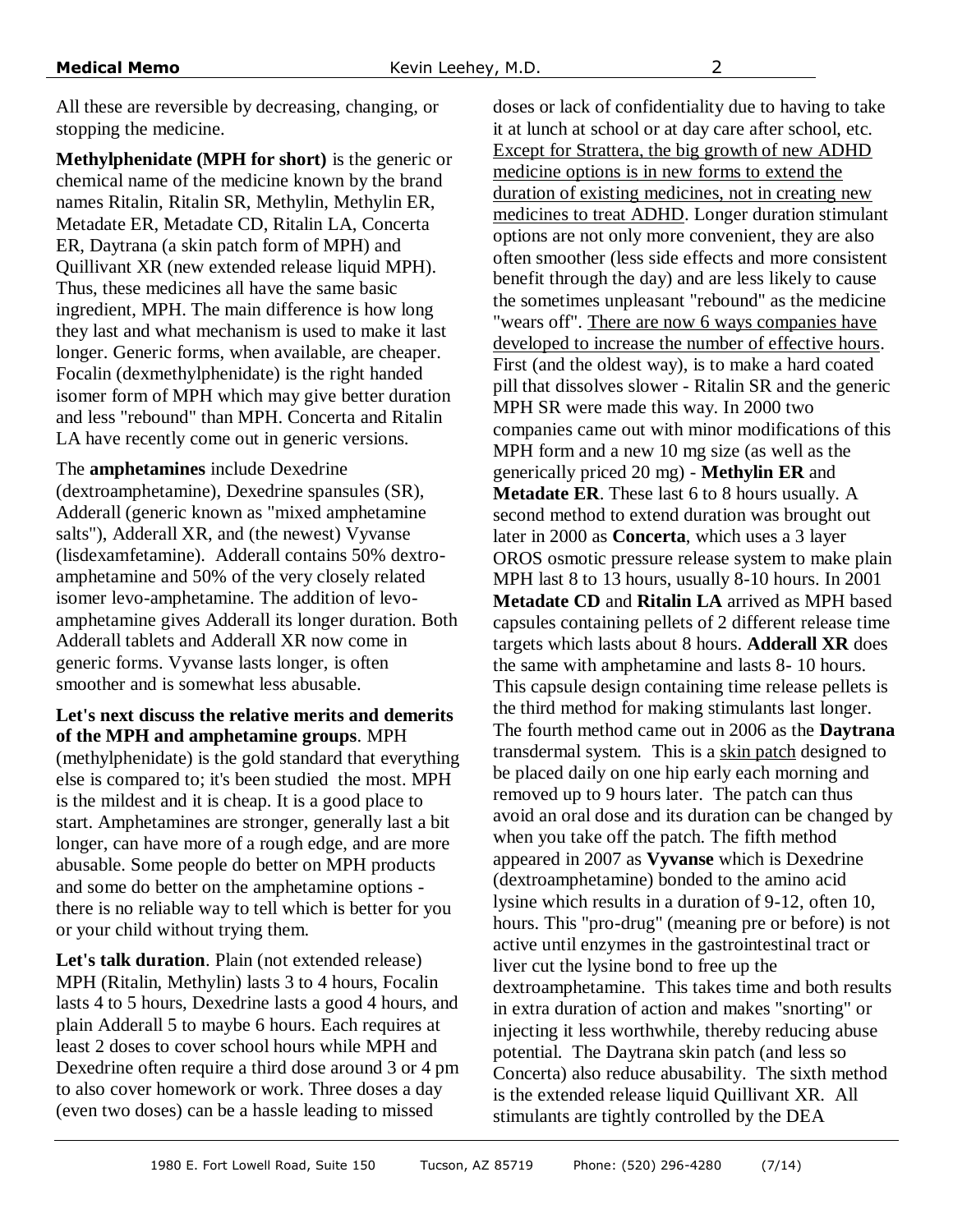All these are reversible by decreasing, changing, or stopping the medicine.

**Methylphenidate (MPH for short)** is the generic or chemical name of the medicine known by the brand names Ritalin, Ritalin SR, Methylin, Methylin ER, Metadate ER, Metadate CD, Ritalin LA, Concerta ER, Daytrana (a skin patch form of MPH) and Quillivant XR (new extended release liquid MPH). Thus, these medicines all have the same basic ingredient, MPH. The main difference is how long they last and what mechanism is used to make it last longer. Generic forms, when available, are cheaper. Focalin (dexmethylphenidate) is the right handed isomer form of MPH which may give better duration and less "rebound" than MPH. Concerta and Ritalin LA have recently come out in generic versions.

The **amphetamines** include Dexedrine (dextroamphetamine), Dexedrine spansules (SR), Adderall (generic known as "mixed amphetamine salts"), Adderall XR, and (the newest) Vyvanse (lisdexamfetamine). Adderall contains 50% dextro-amphetamine and 50% of the very closely related isomer levo-amphetamine. The addition of levo-amphetamine gives Adderall its longer duration. Both Adderall tablets and Adderall XR now come in generic forms. Vyvanse lasts longer, is often smoother and is somewhat less abusable.

**Let's next discuss the relative merits and demerits of the MPH and amphetamine groups**. MPH (methylphenidate) is the gold standard that everything else is compared to; it's been studied the most. MPH is the mildest and it is cheap. It is a good place to start. Amphetamines are stronger, generally last a bit longer, can have more of a rough edge, and are more abusable. Some people do better on MPH products and some do better on the amphetamine options - there is no reliable way to tell which is better for you or your child without trying them.

**Let's talk duration**. Plain (not extended release) MPH (Ritalin, Methylin) lasts 3 to 4 hours, Focalin lasts 4 to 5 hours, Dexedrine lasts a good 4 hours, and plain Adderall 5 to maybe 6 hours. Each requires at least 2 doses to cover school hours while MPH and Dexedrine often require a third dose around 3 or 4 pm to also cover homework or work. Three doses a day (even two doses) can be a hassle leading to missed doses or lack of confidentiality due to having to take it at lunch at school or at day care after school, etc. <u>Except for Strattera, the big growth of new ADHD medicine options is in new forms to extend the duration of existing medicines, not in creating new medicines to treat ADHD</u>. Longer duration stimulant options are not only more convenient, they are also often smoother (less side effects and more consistent benefit through the day) and are less likely to cause the sometimes unpleasant "rebound" as the medicine "wears off". <u>There are now 6 ways companies have developed to increase the number of effective hours</u>. First (and the oldest way), is to make a hard coated pill that dissolves slower - Ritalin SR and the generic MPH SR were made this way. In 2000 two companies came out with minor modifications of this MPH form and a new 10 mg size (as well as the generically priced 20 mg) - **Methylin ER** and **Metadate ER**. These last 6 to 8 hours usually. A second method to extend duration was brought out later in 2000 as **Concerta**, which uses a 3 layer OROS osmotic pressure release system to make plain MPH last 8 to 13 hours, usually 8-10 hours. In 2001 **Metadate CD** and **Ritalin LA** arrived as MPH based capsules containing pellets of 2 different release time targets which lasts about 8 hours. **Adderall XR** does the same with amphetamine and lasts 8- 10 hours. This capsule design containing time release pellets is the third method for making stimulants last longer. The fourth method came out in 2006 as the **Daytrana** transdermal system. This is a <u>skin patch</u> designed to be placed daily on one hip early each morning and removed up to 9 hours later. The patch can thus avoid an oral dose and its duration can be changed by when you take off the patch. The fifth method appeared in 2007 as **Vyvanse** which is Dexedrine (dextroamphetamine) bonded to the amino acid lysine which results in a duration of 9-12, often 10, hours. This "pro-drug" (meaning pre or before) is not active until enzymes in the gastrointestinal tract or liver cut the lysine bond to free up the dextroamphetamine. This takes time and both results in extra duration of action and makes "snorting" or injecting it less worthwhile, thereby reducing abuse potential. The Daytrana skin patch (and less so Concerta) also reduce abusability. The sixth method is the extended release liquid Quillivant XR. All stimulants are tightly controlled by the DEA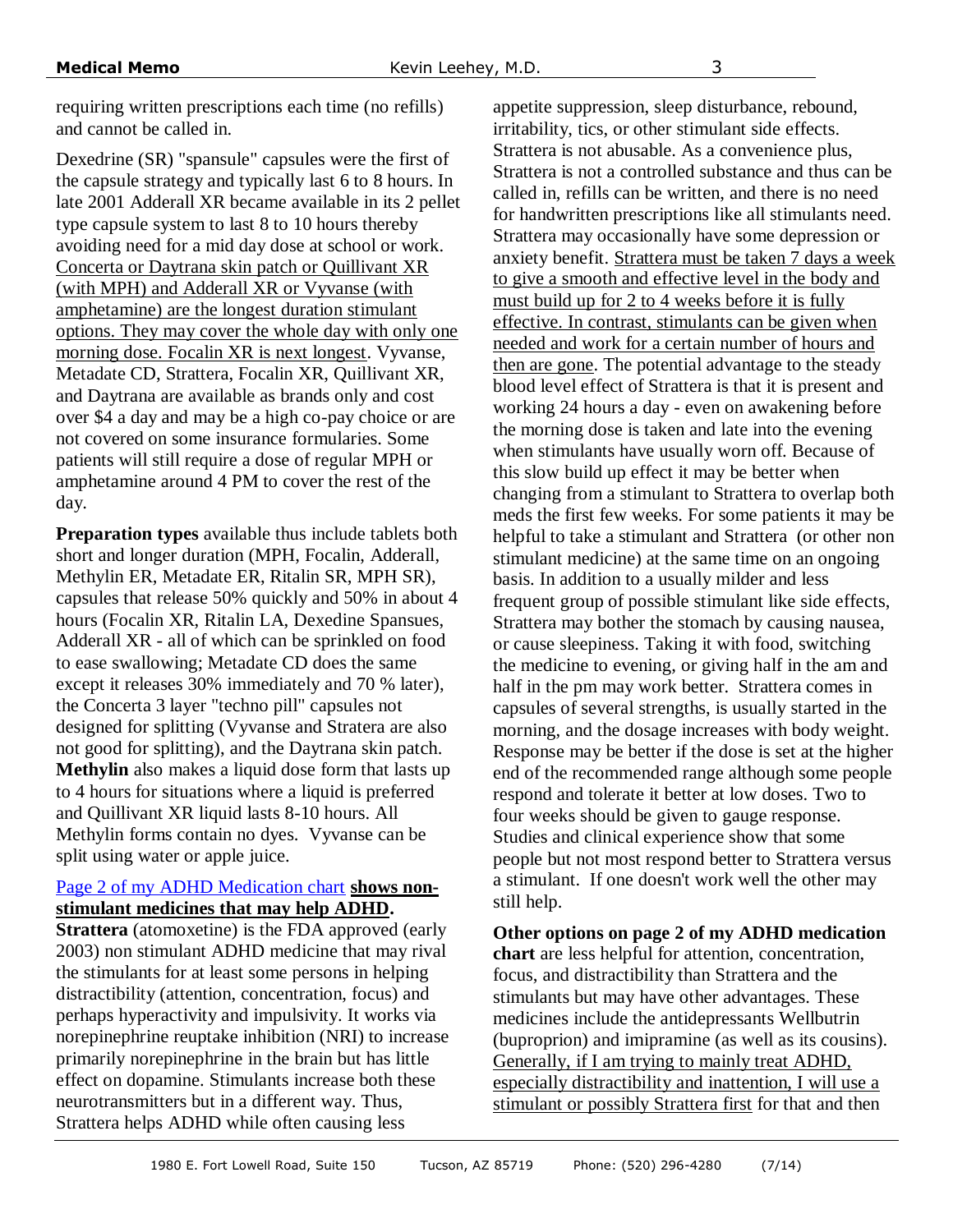requiring written prescriptions each time (no refills) and cannot be called in.

Dexedrine (SR) "spansule" capsules were the first of the capsule strategy and typically last 6 to 8 hours. In late 2001 Adderall XR became available in its 2 pellet type capsule system to last 8 to 10 hours thereby avoiding need for a mid day dose at school or work. <u>Concerta or Daytrana skin patch or Quillivant XR (with MPH) and Adderall XR or Vyvanse (with amphetamine) are the longest duration stimulant options. They may cover the whole day with only one morning dose. Focalin XR is next longest</u>. Vyvanse, Metadate CD, Strattera, Focalin XR, Quillivant XR, and Daytrana are available as brands only and cost over $4 a day and may be a high co-pay choice or are not covered on some insurance formularies. Some patients will still require a dose of regular MPH or amphetamine around 4 PM to cover the rest of the day.

**Preparation types** available thus include tablets both short and longer duration (MPH, Focalin, Adderall, Methylin ER, Metadate ER, Ritalin SR, MPH SR), capsules that release 50% quickly and 50% in about 4 hours (Focalin XR, Ritalin LA, Dexedine Spansues, Adderall XR - all of which can be sprinkled on food to ease swallowing; Metadate CD does the same except it releases 30% immediately and 70 % later), the Concerta 3 layer "techno pill" capsules not designed for splitting (Vyvanse and Stratera are also not good for splitting), and the Daytrana skin patch. **Methylin** also makes a liquid dose form that lasts up to 4 hours for situations where a liquid is preferred and Quillivant XR liquid lasts 8-10 hours. All Methylin forms contain no dyes. Vyvanse can be split using water or apple juice.

<u>Page 2 of my ADHD Medication chart</u> **<u>shows non-stimulant medicines that may help ADHD</u>.**

**Strattera** (atomoxetine) is the FDA approved (early 2003) non stimulant ADHD medicine that may rival the stimulants for at least some persons in helping distractibility (attention, concentration, focus) and perhaps hyperactivity and impulsivity. It works via norepinephrine reuptake inhibition (NRI) to increase primarily norepinephrine in the brain but has little effect on dopamine. Stimulants increase both these neurotransmitters but in a different way. Thus, Strattera helps ADHD while often causing less appetite suppression, sleep disturbance, rebound, irritability, tics, or other stimulant side effects. Strattera is not abusable. As a convenience plus, Strattera is not a controlled substance and thus can be called in, refills can be written, and there is no need for handwritten prescriptions like all stimulants need. Strattera may occasionally have some depression or anxiety benefit. <u>Strattera must be taken 7 days a week to give a smooth and effective level in the body and must build up for 2 to 4 weeks before it is fully effective. In contrast, stimulants can be given when needed and work for a certain number of hours and then are gone</u>. The potential advantage to the steady blood level effect of Strattera is that it is present and working 24 hours a day - even on awakening before the morning dose is taken and late into the evening when stimulants have usually worn off. Because of this slow build up effect it may be better when changing from a stimulant to Strattera to overlap both meds the first few weeks. For some patients it may be helpful to take a stimulant and Strattera (or other non stimulant medicine) at the same time on an ongoing basis. In addition to a usually milder and less frequent group of possible stimulant like side effects, Strattera may bother the stomach by causing nausea, or cause sleepiness. Taking it with food, switching the medicine to evening, or giving half in the am and half in the pm may work better. Strattera comes in capsules of several strengths, is usually started in the morning, and the dosage increases with body weight. Response may be better if the dose is set at the higher end of the recommended range although some people respond and tolerate it better at low doses. Two to four weeks should be given to gauge response. Studies and clinical experience show that some people but not most respond better to Strattera versus a stimulant. If one doesn't work well the other may still help.

**Other options on page 2 of my ADHD medication chart** are less helpful for attention, concentration, focus, and distractibility than Strattera and the stimulants but may have other advantages. These medicines include the antidepressants Wellbutrin (buproprion) and imipramine (as well as its cousins). <u>Generally, if I am trying to mainly treat ADHD, especially distractibility and inattention, I will use a stimulant or possibly Strattera first</u> for that and then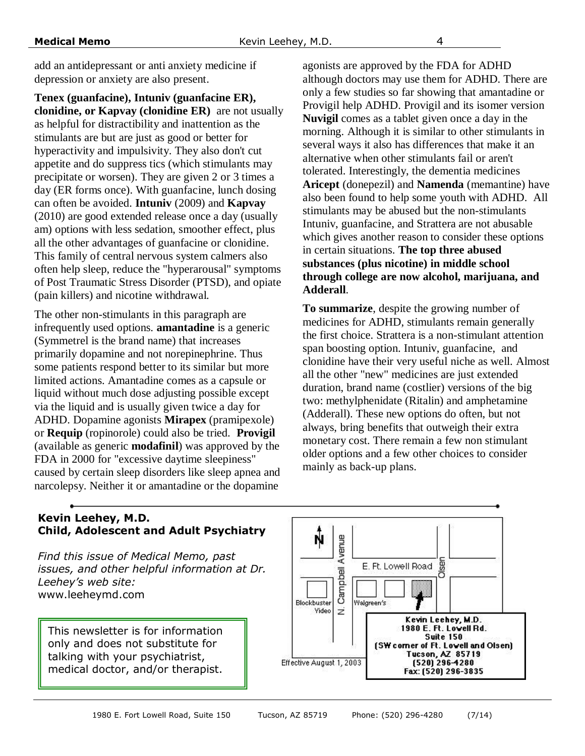add an antidepressant or anti anxiety medicine if depression or anxiety are also present.

**Tenex (guanfacine), Intuniv (guanfacine ER), clonidine, or Kapvay (clonidine ER)** are not usually as helpful for distractibility and inattention as the stimulants are but are just as good or better for hyperactivity and impulsivity. They also don't cut appetite and do suppress tics (which stimulants may precipitate or worsen). They are given 2 or 3 times a day (ER forms once). With guanfacine, lunch dosing can often be avoided. **Intuniv** (2009) and **Kapvay** (2010) are good extended release once a day (usually am) options with less sedation, smoother effect, plus all the other advantages of guanfacine or clonidine. This family of central nervous system calmers also often help sleep, reduce the "hyperarousal" symptoms of Post Traumatic Stress Disorder (PTSD), and opiate (pain killers) and nicotine withdrawal.

The other non-stimulants in this paragraph are infrequently used options. **amantadine** is a generic (Symmetrel is the brand name) that increases primarily dopamine and not norepinephrine. Thus some patients respond better to its similar but more limited actions. Amantadine comes as a capsule or liquid without much dose adjusting possible except via the liquid and is usually given twice a day for ADHD. Dopamine agonists **Mirapex** (pramipexole) or **Requip** (ropinorole) could also be tried. **Provigil** (available as generic **modafinil**) was approved by the FDA in 2000 for "excessive daytime sleepiness" caused by certain sleep disorders like sleep apnea and narcolepsy. Neither it or amantadine or the dopamine agonists are approved by the FDA for ADHD although doctors may use them for ADHD. There are only a few studies so far showing that amantadine or Provigil help ADHD. Provigil and its isomer version **Nuvigil** comes as a tablet given once a day in the morning. Although it is similar to other stimulants in several ways it also has differences that make it an alternative when other stimulants fail or aren't tolerated. Interestingly, the dementia medicines **Aricept** (donepezil) and **Namenda** (memantine) have also been found to help some youth with ADHD. All stimulants may be abused but the non-stimulants Intuniv, guanfacine, and Strattera are not abusable which gives another reason to consider these options in certain situations. **The top three abused substances (plus nicotine) in middle school through college are now alcohol, marijuana, and Adderall**.

**To summarize**, despite the growing number of medicines for ADHD, stimulants remain generally the first choice. Strattera is a non-stimulant attention span boosting option. Intuniv, guanfacine, and clonidine have their very useful niche as well. Almost all the other "new" medicines are just extended duration, brand name (costlier) versions of the big two: methylphenidate (Ritalin) and amphetamine (Adderall). These new options do often, but not always, bring benefits that outweigh their extra monetary cost. There remain a few non stimulant older options and a few other choices to consider mainly as back-up plans.

---

**Kevin Leehey, M.D.**
**Child, Adolescent and Adult Psychiatry**

*Find this issue of Medical Memo, past issues, and other helpful information at Dr. Leehey's web site:*
www.leeheymd.com

This newsletter is for information only and does not substitute for talking with your psychiatrist, medical doctor, and/or therapist.

N
N. Campbell Avenue
E. Ft. Lowell Road
Olsen
Blockbuster Video
Walgreen's
Effective August 1, 2003

Kevin Leehey, M.D.
1980 E. Ft. Lowell Rd.
Suite 150
(SW corner of Ft. Lowell and Olsen)
Tucson, AZ 85719
(520) 296-4280
Fax: (520) 296-3835